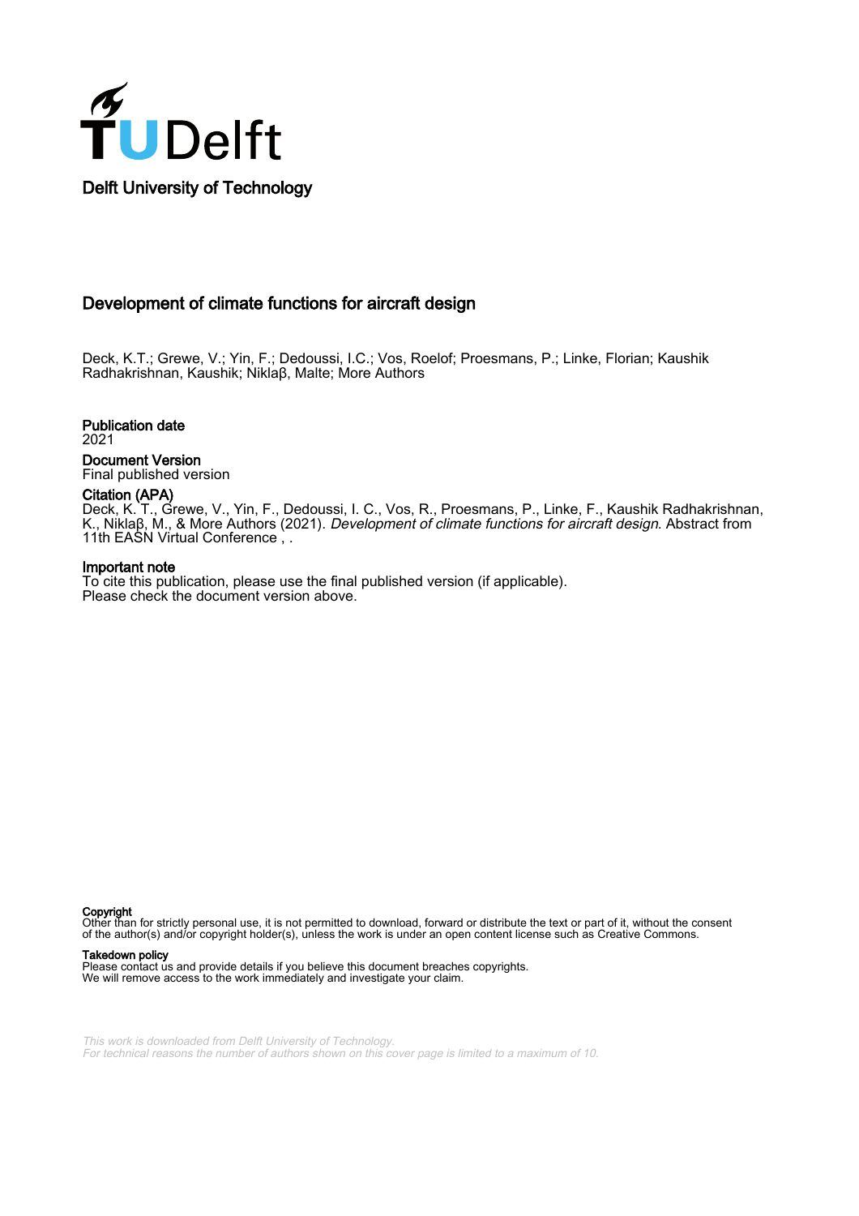Delft University of Technology

# Development of climate functions for aircraft design

Deck, K.T.; Grewe, V.; Yin, F.; Dedoussi, I.C.; Vos, Roelof; Proesmans, P.; Linke, Florian; Kaushik Radhakrishnan, Kaushik; Niklaβ, Malte; More Authors

**Publication date**
2021

**Document Version**
Final published version

**Citation (APA)**
Deck, K. T., Grewe, V., Yin, F., Dedoussi, I. C., Vos, R., Proesmans, P., Linke, F., Kaushik Radhakrishnan, K., Niklaβ, M., & More Authors (2021). *Development of climate functions for aircraft design*. Abstract from 11th EASN Virtual Conference , .

**Important note**
To cite this publication, please use the final published version (if applicable).
Please check the document version above.

**Copyright**
Other than for strictly personal use, it is not permitted to download, forward or distribute the text or part of it, without the consent of the author(s) and/or copyright holder(s), unless the work is under an open content license such as Creative Commons.

**Takedown policy**
Please contact us and provide details if you believe this document breaches copyrights.
We will remove access to the work immediately and investigate your claim.

*This work is downloaded from Delft University of Technology.*
*For technical reasons the number of authors shown on this cover page is limited to a maximum of 10.*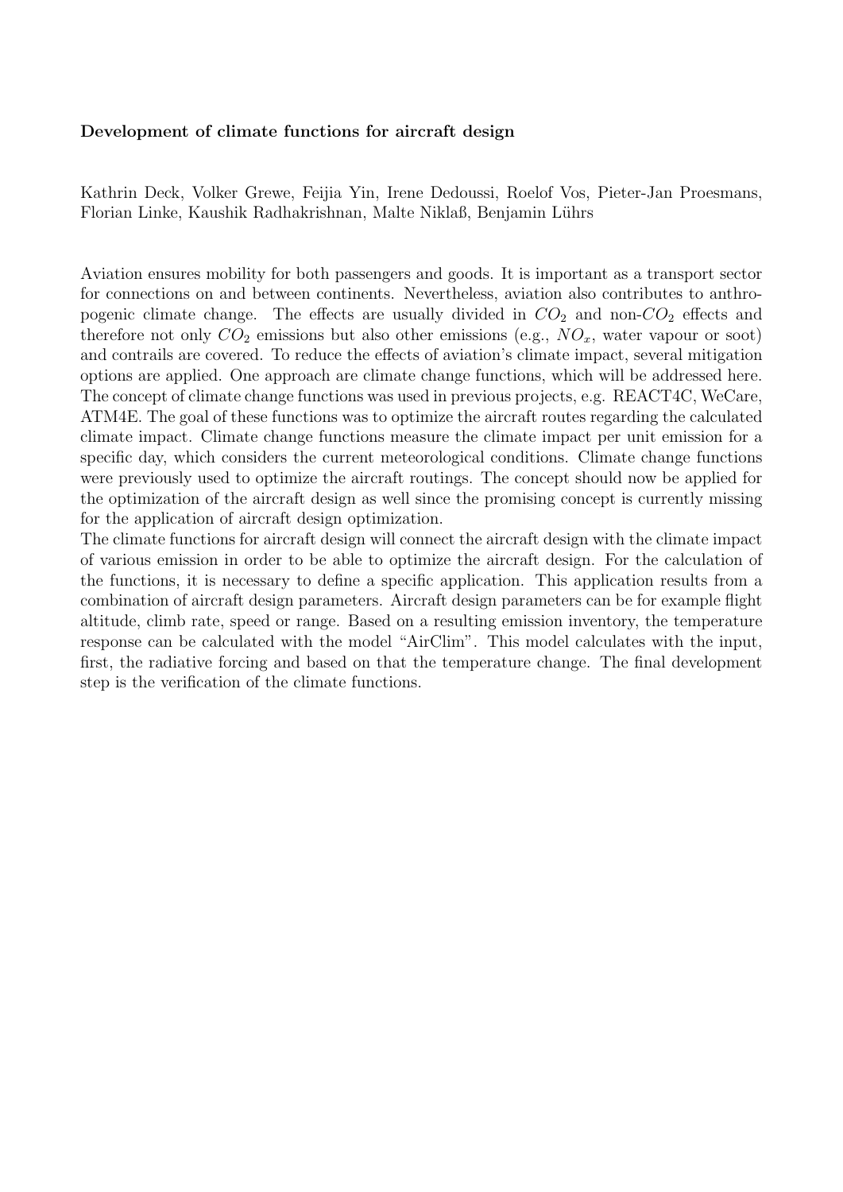**Development of climate functions for aircraft design**

Kathrin Deck, Volker Grewe, Feijia Yin, Irene Dedoussi, Roelof Vos, Pieter-Jan Proesmans, Florian Linke, Kaushik Radhakrishnan, Malte Niklaß, Benjamin Lührs

Aviation ensures mobility for both passengers and goods. It is important as a transport sector for connections on and between continents. Nevertheless, aviation also contributes to anthropogenic climate change. The effects are usually divided in $CO_2$ and non-$CO_2$ effects and therefore not only $CO_2$ emissions but also other emissions (e.g., $NO_x$, water vapour or soot) and contrails are covered. To reduce the effects of aviation's climate impact, several mitigation options are applied. One approach are climate change functions, which will be addressed here. The concept of climate change functions was used in previous projects, e.g. REACT4C, WeCare, ATM4E. The goal of these functions was to optimize the aircraft routes regarding the calculated climate impact. Climate change functions measure the climate impact per unit emission for a specific day, which considers the current meteorological conditions. Climate change functions were previously used to optimize the aircraft routings. The concept should now be applied for the optimization of the aircraft design as well since the promising concept is currently missing for the application of aircraft design optimization.

The climate functions for aircraft design will connect the aircraft design with the climate impact of various emission in order to be able to optimize the aircraft design. For the calculation of the functions, it is necessary to define a specific application. This application results from a combination of aircraft design parameters. Aircraft design parameters can be for example flight altitude, climb rate, speed or range. Based on a resulting emission inventory, the temperature response can be calculated with the model "AirClim". This model calculates with the input, first, the radiative forcing and based on that the temperature change. The final development step is the verification of the climate functions.